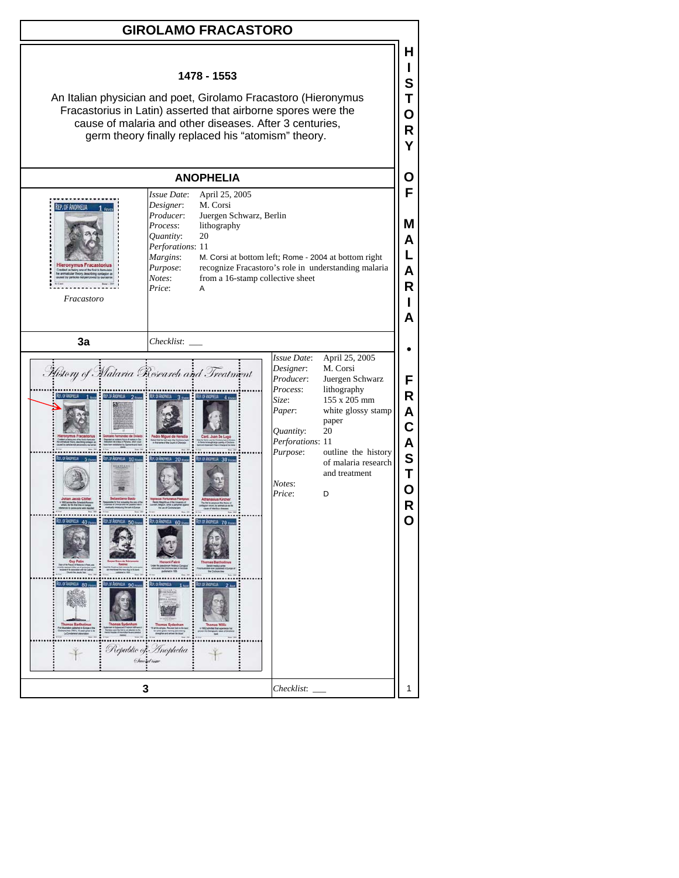# GIROLAMO FRACASTORO

**1478 - 1553**

An Italian physician and poet, Girolamo Fracastoro (Hieronymus Fracastorius in Latin) asserted that airborne spores were the cause of malaria and other diseases. After 3 centuries, germ theory finally replaced his "atomism" theory.

## ANOPHELIA

*Fracastoro*

| | |
|---|---|
| *Issue Date*: | April 25, 2005 |
| *Designer*: | M. Corsi |
| *Producer*: | Juergen Schwarz, Berlin |
| *Process*: | lithography |
| *Quantity*: | 20 |
| *Perforations*: | 11 |
| *Margins*: | M. Corsi at bottom left; Rome - 2004 at bottom right |
| *Purpose*: | recognize Fracastoro's role in understanding malaria |
| *Notes*: | from a 16-stamp collective sheet |
| *Price*: | A |

**3a**

*Checklist*: ___

| | |
|---|---|
| *Issue Date*: | April 25, 2005 |
| *Designer*: | M. Corsi |
| *Producer*: | Juergen Schwarz |
| *Process*: | lithography |
| *Size*: | 155 x 205 mm |
| *Paper*: | white glossy stamp paper |
| *Quantity*: | 20 |
| *Perforations*: | 11 |
| *Purpose*: | outline the history of malaria research and treatment |
| *Notes*: | |
| *Price*: | D |

**3**

*Checklist*: ___

HISTORY OF MALARIA • FRACASTORO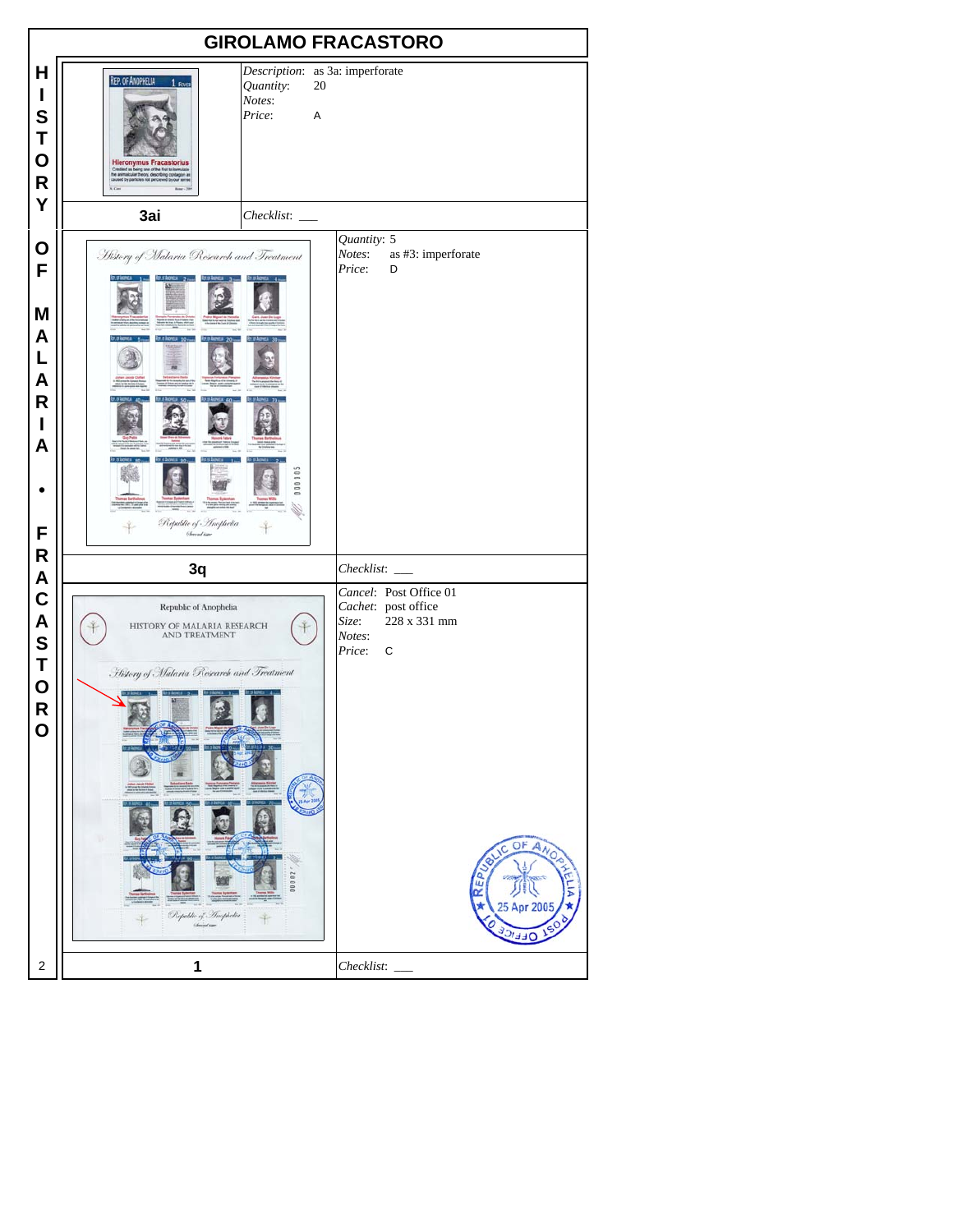# GIROLAMO FRACASTORO

HISTORY OF MALARIA • FRACASTORO

| 3ai | |
|---|---|
| | *Description*: as 3a: imperforate<br>*Quantity*: 20<br>*Notes*:<br>*Price*: A |
| **3ai** | *Checklist*: ___ |

| 3q | |
|---|---|
| | *Quantity*: 5<br>*Notes*: as #3: imperforate<br>*Price*: D |
| **3q** | *Checklist*: ___ |

| 1 | |
|---|---|
| | *Cancel*: Post Office 01<br>*Cachet*: post office<br>*Size*: 228 x 331 mm<br>*Notes*:<br>*Price*: C |
| **1** | *Checklist*: ___ |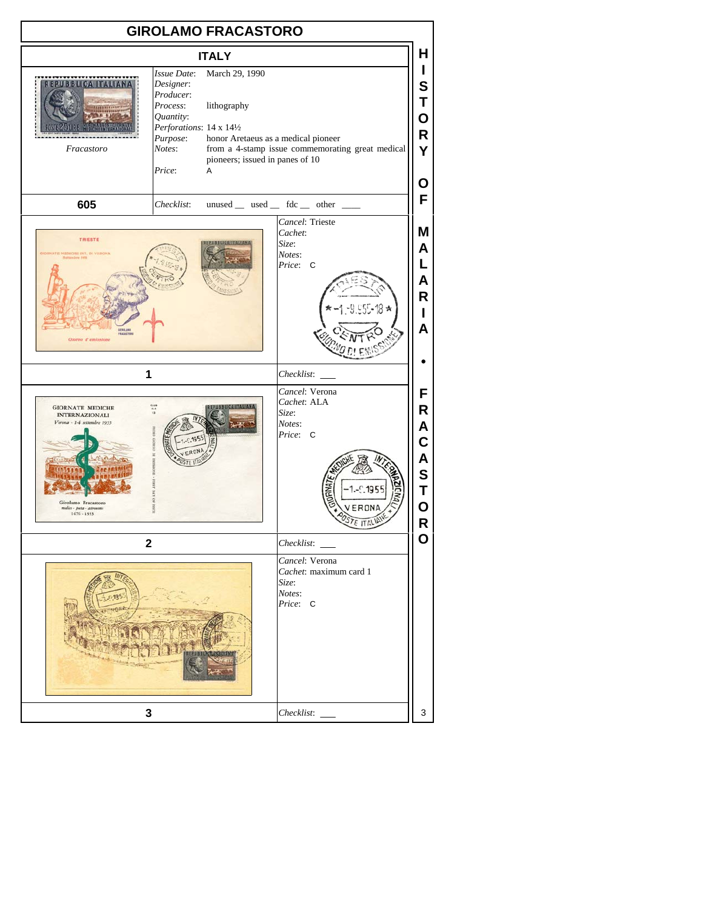# GIROLAMO FRACASTORO

## ITALY

| | | |
|---|---|---|
| Fracastoro | *Issue Date*: | March 29, 1990 |
| | *Designer*: | |
| | *Producer*: | |
| | *Process*: | lithography |
| | *Quantity*: | |
| | *Perforations*: | 14 x 14½ |
| | *Purpose*: | honor Aretaeus as a medical pioneer |
| | *Notes*: | from a 4-stamp issue commemorating great medical pioneers; issued in panes of 10 |
| | *Price*: | A |
| **605** | *Checklist*: | unused __ used __ fdc __ other ____ |

| | |
|---|---|
| | *Cancel*: Trieste |
| | *Cachet*: |
| | *Size*: |
| | *Notes*: |
| | *Price*: C |
| **1** | *Checklist*: ___ |

| | |
|---|---|
| | *Cancel*: Verona |
| | *Cachet*: ALA |
| | *Size*: |
| | *Notes*: |
| | *Price*: C |
| **2** | *Checklist*: ___ |

| | |
|---|---|
| | *Cancel*: Verona |
| | *Cachet*: maximum card 1 |
| | *Size*: |
| | *Notes*: |
| | *Price*: C |
| **3** | *Checklist*: ___ |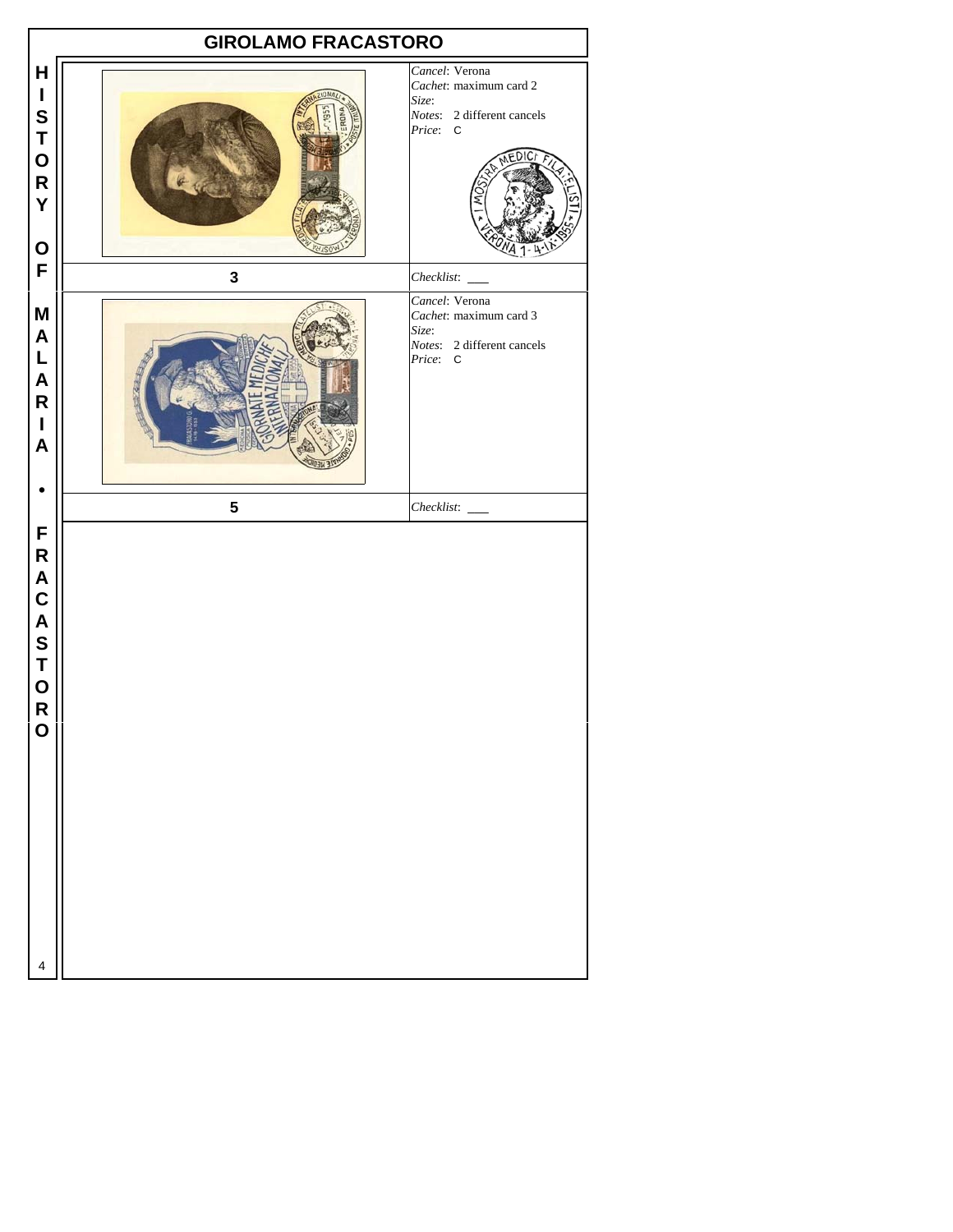# GIROLAMO FRACASTORO

| | |
|---|---|
| | *Cancel*: Verona<br>*Cachet*: maximum card 2<br>*Size*:<br>*Notes*: 2 different cancels<br>*Price*: C |
| **3** | *Checklist*: ___ |
| | *Cancel*: Verona<br>*Cachet*: maximum card 3<br>*Size*:<br>*Notes*: 2 different cancels<br>*Price*: C |
| **5** | *Checklist*: ___ |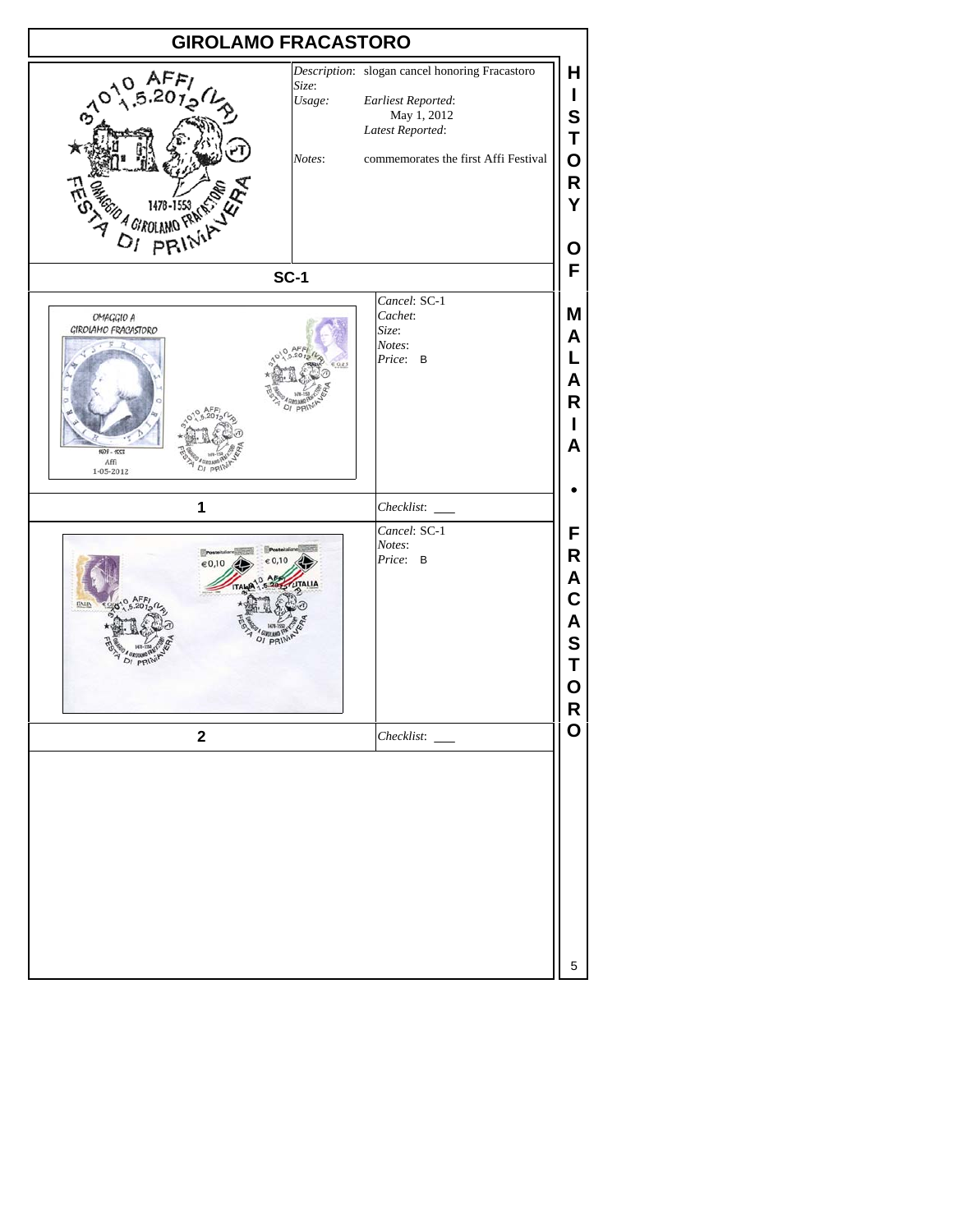# GIROLAMO FRACASTORO

*Description*: slogan cancel honoring Fracastoro

*Size*:

*Usage*: *Earliest Reported*: May 1, 2012

*Latest Reported*:

*Notes*: commemorates the first Affi Festival

**SC-1**

*Cancel*: SC-1

*Cachet*:

*Size*:

*Notes*:

*Price*: B

**1**

*Checklist*: ___

*Cancel*: SC-1

*Notes*:

*Price*: B

**2**

*Checklist*: ___

HISTORY OF MALARIA • FRACASTORO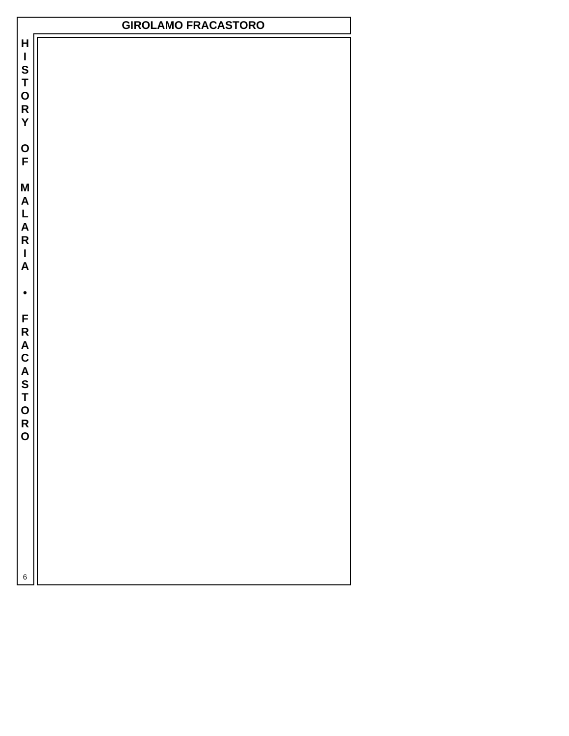# GIROLAMO FRACASTORO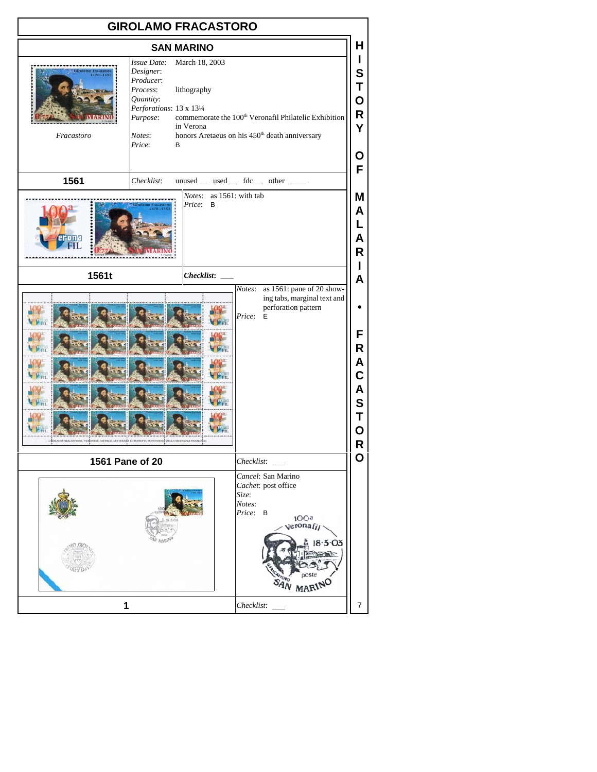# GIROLAMO FRACASTORO

## SAN MARINO

*Fracastoro*

*Issue Date*: March 18, 2003
*Designer*:
*Producer*:
*Process*: lithography
*Quantity*:
*Perforations*: 13 x 13¼
*Purpose*: commemorate the 100th Veronafil Philatelic Exhibition in Verona
*Notes*: honors Aretaeus on his 450th death anniversary
*Price*: B

**1561** — *Checklist*: unused __ used __ fdc __ other ____

*Notes*: as 1561: with tab
*Price*: B

**1561t** — ***Checklist***: ___

*Notes*: as 1561: pane of 20 showing tabs, marginal text and perforation pattern
*Price*: E

**1561 Pane of 20** — *Checklist*: ___

*Cancel*: San Marino
*Cachet*: post office
*Size*:
*Notes*:
*Price*: B

**1** — *Checklist*: ___

HISTORY OF MALARIA • FRACASTORO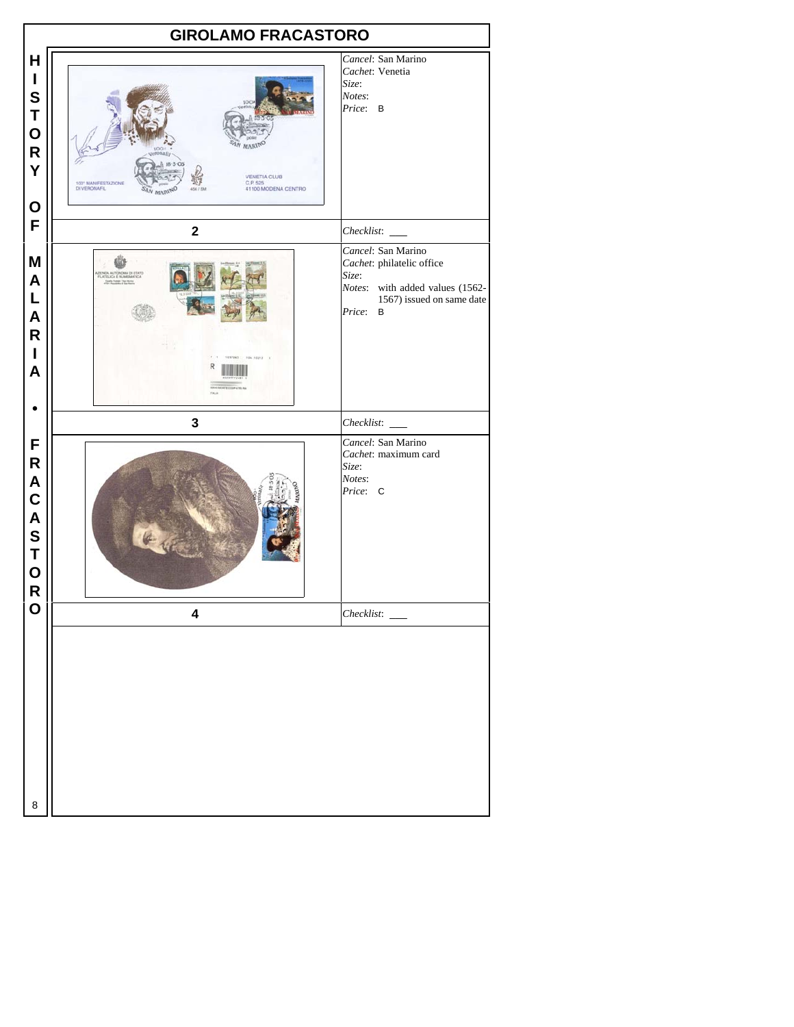# GIROLAMO FRACASTORO

HISTORY OF MALARIA • FRACASTORO

| | |
|---|---|
| | *Cancel*: San Marino<br>*Cachet*: Venetia<br>*Size*:<br>*Notes*:<br>*Price*: B |
| **2** | *Checklist*: ___ |
| | *Cancel*: San Marino<br>*Cachet*: philatelic office<br>*Size*:<br>*Notes*: with added values (1562-1567) issued on same date<br>*Price*: B |
| **3** | *Checklist*: ___ |
| | *Cancel*: San Marino<br>*Cachet*: maximum card<br>*Size*:<br>*Notes*:<br>*Price*: C |
| **4** | *Checklist*: ___ |